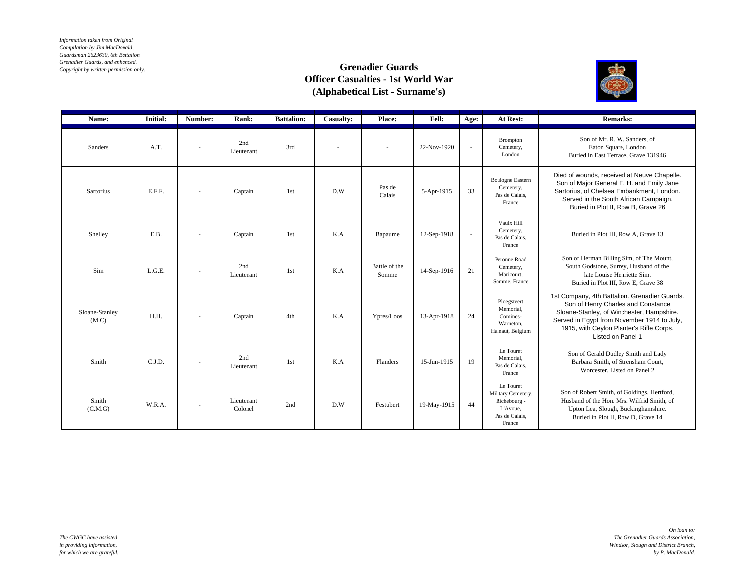*Information taken from Original Compilation by Jim MacDonald, Guardsman 2623630, 6th Battalion Grenadier Guards, and enhanced. Copyright by written permission only.*

# Grenadier Guards
## Officer Casualties - 1st World War
## (Alphabetical List - Surname's)

| Name: | Initial: | Number: | Rank: | Battalion: | Casualty: | Place: | Fell: | Age: | At Rest: | Remarks: |
|---|---|---|---|---|---|---|---|---|---|---|
| Sanders | A.T. | - | 2nd Lieutenant | 3rd | - | - | 22-Nov-1920 | - | Brompton Cemetery, London | Son of Mr. R. W. Sanders, of Eaton Square, London Buried in East Terrace, Grave 131946 |
| Sartorius | E.F.F. | - | Captain | 1st | D.W | Pas de Calais | 5-Apr-1915 | 33 | Boulogne Eastern Cemetery, Pas de Calais, France | Died of wounds, received at Neuve Chapelle. Son of Major General E. H. and Emily Jane Sartorius, of Chelsea Embankment, London. Served in the South African Campaign. Buried in Plot II, Row B, Grave 26 |
| Shelley | E.B. | - | Captain | 1st | K.A | Bapaume | 12-Sep-1918 | - | Vaulx Hill Cemetery, Pas de Calais, France | Buried in Plot III, Row A, Grave 13 |
| Sim | L.G.E. | - | 2nd Lieutenant | 1st | K.A | Battle of the Somme | 14-Sep-1916 | 21 | Peronne Road Cemetery, Maricourt, Somme, France | Son of Herman Billing Sim, of The Mount, South Godstone, Surrey, Husband of the late Louise Henriette Sim. Buried in Plot III, Row E, Grave 38 |
| Sloane-Stanley (M.C) | H.H. | - | Captain | 4th | K.A | Ypres/Loos | 13-Apr-1918 | 24 | Ploegsteert Memorial, Comines-Warneton, Hainaut, Belgium | 1st Company, 4th Battalion. Grenadier Guards. Son of Henry Charles and Constance Sloane-Stanley, of Winchester, Hampshire. Served in Egypt from November 1914 to July, 1915, with Ceylon Planter's Rifle Corps. Listed on Panel 1 |
| Smith | C.J.D. | - | 2nd Lieutenant | 1st | K.A | Flanders | 15-Jun-1915 | 19 | Le Touret Memorial, Pas de Calais, France | Son of Gerald Dudley Smith and Lady Barbara Smith, of Strensham Court, Worcester. Listed on Panel 2 |
| Smith (C.M.G) | W.R.A. | - | Lieutenant Colonel | 2nd | D.W | Festubert | 19-May-1915 | 44 | Le Touret Military Cemetery, Richebourg - L'Avoue, Pas de Calais, France | Son of Robert Smith, of Goldings, Hertford, Husband of the Hon. Mrs. Wilfrid Smith, of Upton Lea, Slough, Buckinghamshire. Buried in Plot II, Row D, Grave 14 |

*The CWGC have assisted in providing information, for which we are grateful.*

*On loan to: The Grenadier Guards Association, Windsor, Slough and District Branch, by P. MacDonald.*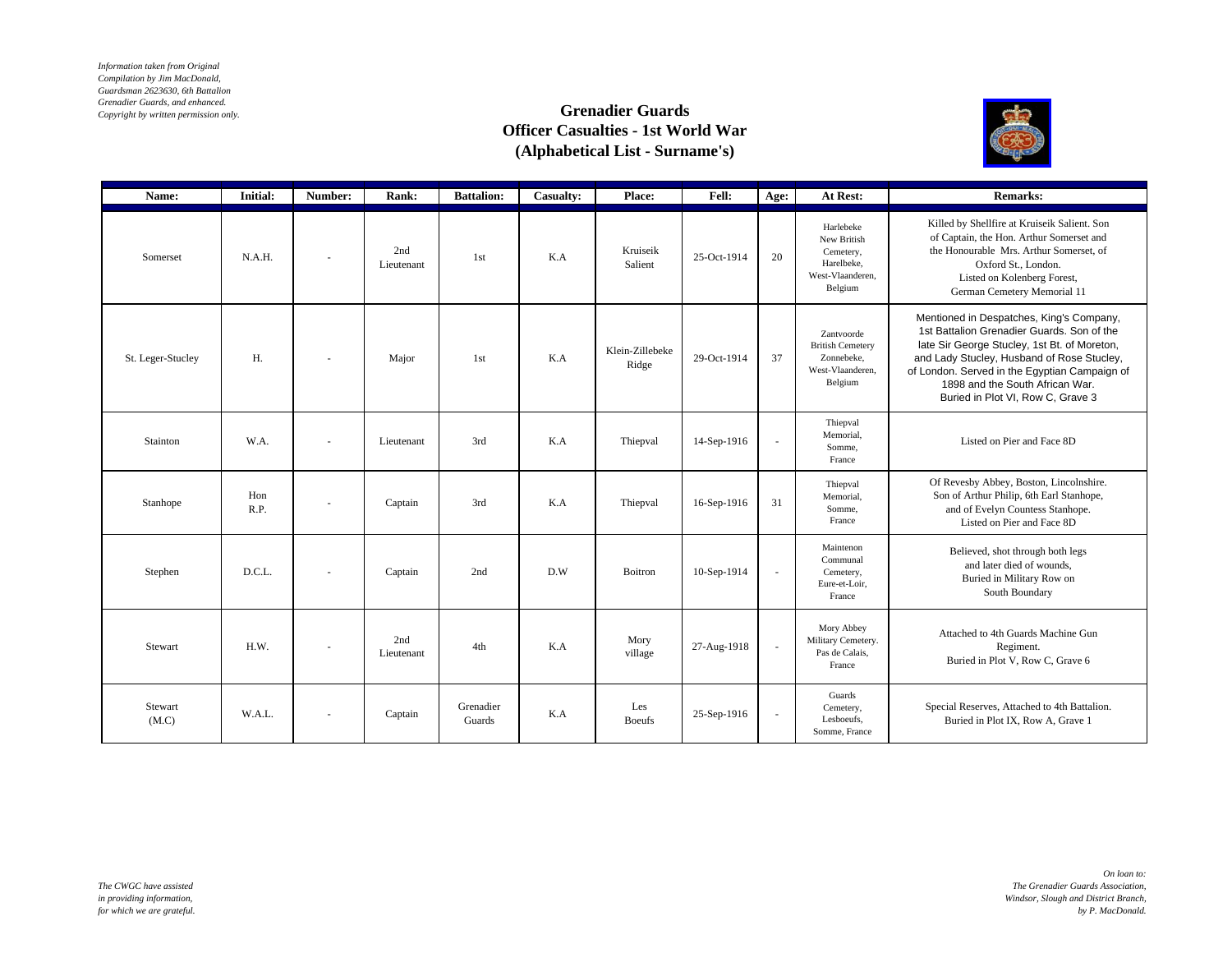*Information taken from Original Compilation by Jim MacDonald, Guardsman 2623630, 6th Battalion Grenadier Guards, and enhanced. Copyright by written permission only.*

# Grenadier Guards
## Officer Casualties - 1st World War
## (Alphabetical List - Surname's)

| Name: | Initial: | Number: | Rank: | Battalion: | Casualty: | Place: | Fell: | Age: | At Rest: | Remarks: |
|---|---|---|---|---|---|---|---|---|---|---|
| Somerset | N.A.H. | - | 2nd Lieutenant | 1st | K.A | Kruiseik Salient | 25-Oct-1914 | 20 | Harlebeke New British Cemetery, Harelbeke, West-Vlaanderen, Belgium | Killed by Shellfire at Kruiseik Salient. Son of Captain, the Hon. Arthur Somerset and the Honourable Mrs. Arthur Somerset, of Oxford St., London. Listed on Kolenberg Forest, German Cemetery Memorial 11 |
| St. Leger-Stucley | H. | - | Major | 1st | K.A | Klein-Zillebeke Ridge | 29-Oct-1914 | 37 | Zantvoorde British Cemetery Zonnebeke, West-Vlaanderen, Belgium | Mentioned in Despatches, King's Company, 1st Battalion Grenadier Guards. Son of the late Sir George Stucley, 1st Bt. of Moreton, and Lady Stucley, Husband of Rose Stucley, of London. Served in the Egyptian Campaign of 1898 and the South African War. Buried in Plot VI, Row C, Grave 3 |
| Stainton | W.A. | - | Lieutenant | 3rd | K.A | Thiepval | 14-Sep-1916 | - | Thiepval Memorial, Somme, France | Listed on Pier and Face 8D |
| Stanhope | Hon R.P. | - | Captain | 3rd | K.A | Thiepval | 16-Sep-1916 | 31 | Thiepval Memorial, Somme, France | Of Revesby Abbey, Boston, Lincolnshire. Son of Arthur Philip, 6th Earl Stanhope, and of Evelyn Countess Stanhope. Listed on Pier and Face 8D |
| Stephen | D.C.L. | - | Captain | 2nd | D.W | Boitron | 10-Sep-1914 | - | Maintenon Communal Cemetery, Eure-et-Loir, France | Believed, shot through both legs and later died of wounds, Buried in Military Row on South Boundary |
| Stewart | H.W. | - | 2nd Lieutenant | 4th | K.A | Mory village | 27-Aug-1918 | - | Mory Abbey Military Cemetery. Pas de Calais, France | Attached to 4th Guards Machine Gun Regiment. Buried in Plot V, Row C, Grave 6 |
| Stewart (M.C) | W.A.L. | - | Captain | Grenadier Guards | K.A | Les Boeufs | 25-Sep-1916 | - | Guards Cemetery, Lesboeufs, Somme, France | Special Reserves, Attached to 4th Battalion. Buried in Plot IX, Row A, Grave 1 |

*The CWGC have assisted in providing information, for which we are grateful.*

*On loan to: The Grenadier Guards Association, Windsor, Slough and District Branch, by P. MacDonald.*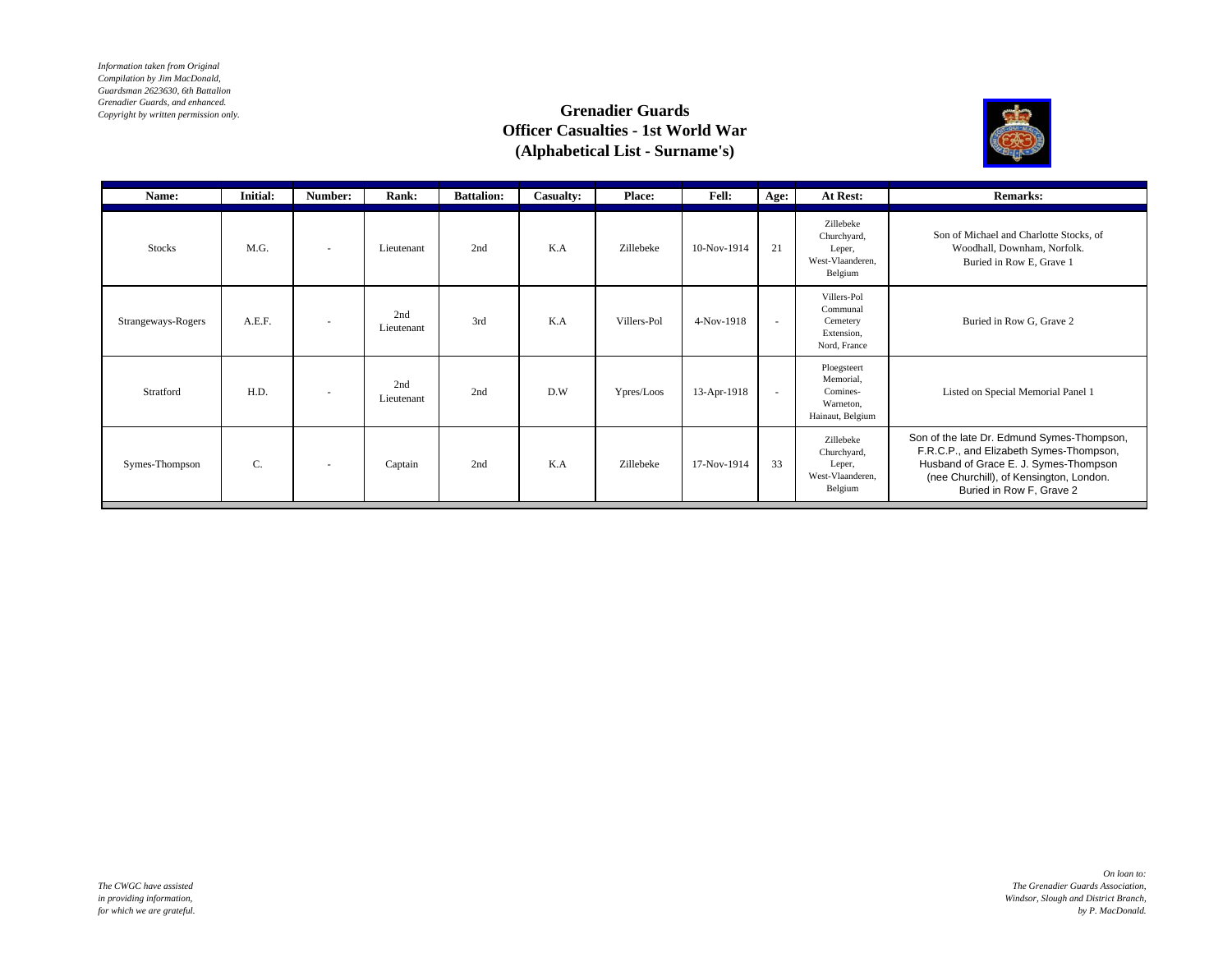*Information taken from Original Compilation by Jim MacDonald, Guardsman 2623630, 6th Battalion Grenadier Guards, and enhanced. Copyright by written permission only.*

# Grenadier Guards
## Officer Casualties - 1st World War
## (Alphabetical List - Surname's)

| Name: | Initial: | Number: | Rank: | Battalion: | Casualty: | Place: | Fell: | Age: | At Rest: | Remarks: |
|---|---|---|---|---|---|---|---|---|---|---|
| Stocks | M.G. | - | Lieutenant | 2nd | K.A | Zillebeke | 10-Nov-1914 | 21 | Zillebeke Churchyard, Leper, West-Vlaanderen, Belgium | Son of Michael and Charlotte Stocks, of Woodhall, Downham, Norfolk. Buried in Row E, Grave 1 |
| Strangeways-Rogers | A.E.F. | - | 2nd Lieutenant | 3rd | K.A | Villers-Pol | 4-Nov-1918 | - | Villers-Pol Communal Cemetery Extension, Nord, France | Buried in Row G, Grave 2 |
| Stratford | H.D. | - | 2nd Lieutenant | 2nd | D.W | Ypres/Loos | 13-Apr-1918 | - | Ploegsteert Memorial, Comines-Warneton, Hainaut, Belgium | Listed on Special Memorial Panel 1 |
| Symes-Thompson | C. | - | Captain | 2nd | K.A | Zillebeke | 17-Nov-1914 | 33 | Zillebeke Churchyard, Leper, West-Vlaanderen, Belgium | Son of the late Dr. Edmund Symes-Thompson, F.R.C.P., and Elizabeth Symes-Thompson, Husband of Grace E. J. Symes-Thompson (nee Churchill), of Kensington, London. Buried in Row F, Grave 2 |

*The CWGC have assisted in providing information, for which we are grateful.*

*On loan to: The Grenadier Guards Association, Windsor, Slough and District Branch, by P. MacDonald.*